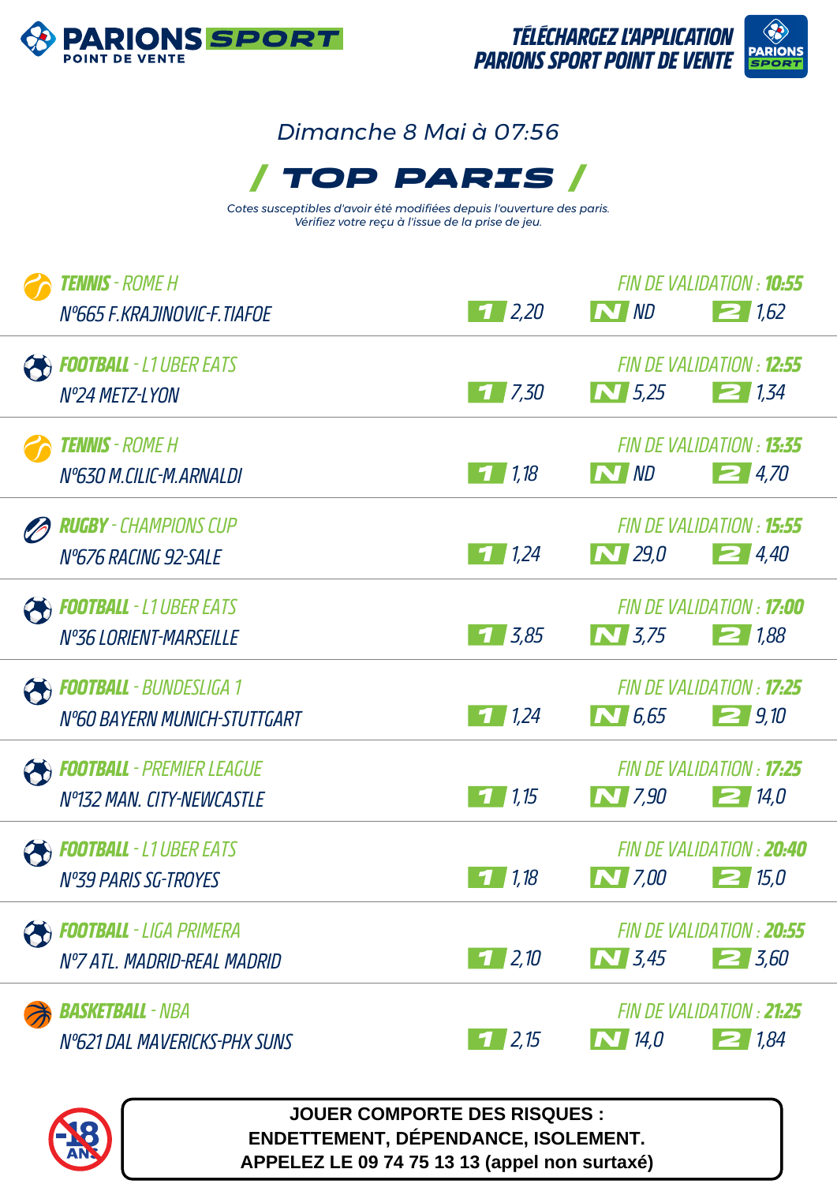PARIONS SPORT POINT DE VENTE

TÉLÉCHARGEZ L'APPLICATION PARIONS SPORT POINT DE VENTE

Dimanche 8 Mai à 07:56

# / TOP PARIS /

*Cotes susceptibles d'avoir été modifiées depuis l'ouverture des paris. Vérifiez votre reçu à l'issue de la prise de jeu.*

| Sport - Compétition | Match | Fin de validation | 1 | N | 2 |
|---|---|---|---|---|---|
| **TENNIS** - ROME H | N°665 F.KRAJINOVIC-F.TIAFOE | 10:55 | 2,20 | ND | 1,62 |
| **FOOTBALL** - L1 UBER EATS | N°24 METZ-LYON | 12:55 | 7,30 | 5,25 | 1,34 |
| **TENNIS** - ROME H | N°630 M.CILIC-M.ARNALDI | 13:35 | 1,18 | ND | 4,70 |
| **RUGBY** - CHAMPIONS CUP | N°676 RACING 92-SALE | 15:55 | 1,24 | 29,0 | 4,40 |
| **FOOTBALL** - L1 UBER EATS | N°36 LORIENT-MARSEILLE | 17:00 | 3,85 | 3,75 | 1,88 |
| **FOOTBALL** - BUNDESLIGA 1 | N°60 BAYERN MUNICH-STUTTGART | 17:25 | 1,24 | 6,65 | 9,10 |
| **FOOTBALL** - PREMIER LEAGUE | N°132 MAN. CITY-NEWCASTLE | 17:25 | 1,15 | 7,90 | 14,0 |
| **FOOTBALL** - L1 UBER EATS | N°39 PARIS SG-TROYES | 20:40 | 1,18 | 7,00 | 15,0 |
| **FOOTBALL** - LIGA PRIMERA | N°7 ATL. MADRID-REAL MADRID | 20:55 | 2,10 | 3,45 | 3,60 |
| **BASKETBALL** - NBA | N°621 DAL MAVERICKS-PHX SUNS | 21:25 | 2,15 | 14,0 | 1,84 |

-18 ANS

**JOUER COMPORTE DES RISQUES : ENDETTEMENT, DÉPENDANCE, ISOLEMENT. APPELEZ LE 09 74 75 13 13 (appel non surtaxé)**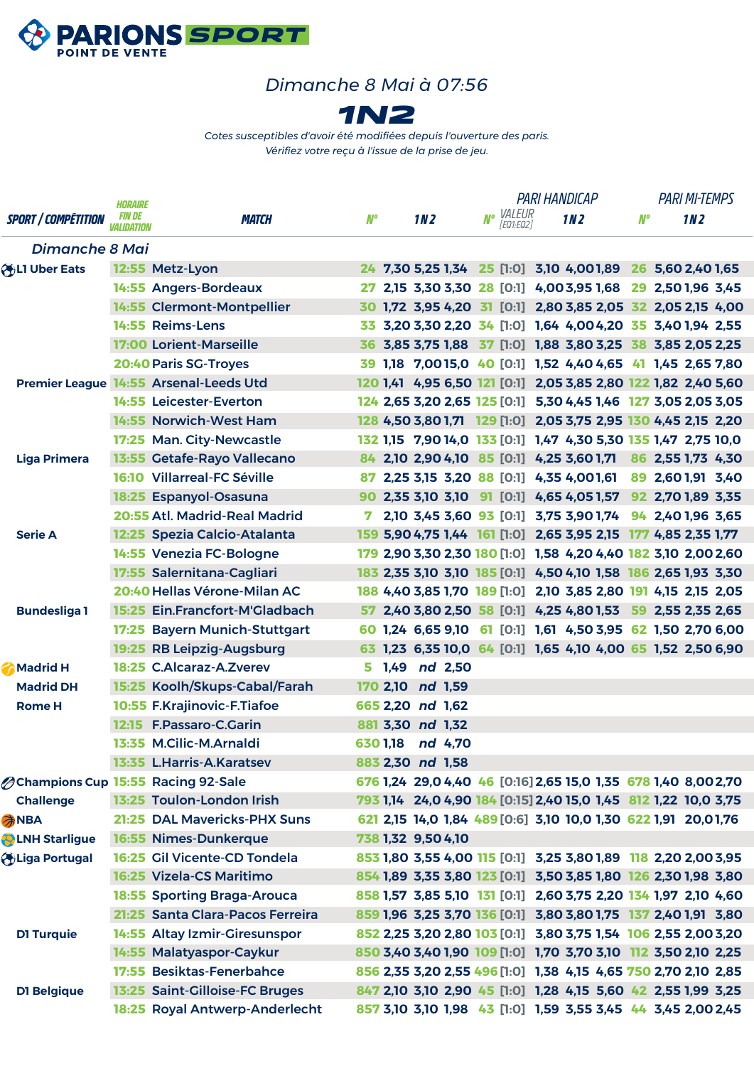**PARIONS SPORT** POINT DE VENTE

*Dimanche 8 Mai à 07:56*

# 1N2

*Cotes susceptibles d'avoir été modifiées depuis l'ouverture des paris.*
*Vérifiez votre reçu à l'issue de la prise de jeu.*

| SPORT / COMPÉTITION | HORAIRE FIN DE VALIDATION | MATCH | N° | 1 | N | 2 | PARI HANDICAP N° | VALEUR [EQ1:EQ2] | 1 | N | 2 | PARI MI-TEMPS N° | 1 | N | 2 |
|---|---|---|---|---|---|---|---|---|---|---|---|---|---|---|---|
| *Dimanche 8 Mai* | | | | | | | | | | | | | | | |
| L1 Uber Eats | 12:55 | Metz-Lyon | 24 | 7,30 | 5,25 | 1,34 | 25 | [1:0] | 3,10 | 4,00 | 1,89 | 26 | 5,60 | 2,40 | 1,65 |
| | 14:55 | Angers-Bordeaux | 27 | 2,15 | 3,30 | 3,30 | 28 | [0:1] | 4,00 | 3,95 | 1,68 | 29 | 2,50 | 1,96 | 3,45 |
| | 14:55 | Clermont-Montpellier | 30 | 1,72 | 3,95 | 4,20 | 31 | [0:1] | 2,80 | 3,85 | 2,05 | 32 | 2,05 | 2,15 | 4,00 |
| | 14:55 | Reims-Lens | 33 | 3,20 | 3,30 | 2,20 | 34 | [1:0] | 1,64 | 4,00 | 4,20 | 35 | 3,40 | 1,94 | 2,55 |
| | 17:00 | Lorient-Marseille | 36 | 3,85 | 3,75 | 1,88 | 37 | [1:0] | 1,88 | 3,80 | 3,25 | 38 | 3,85 | 2,05 | 2,25 |
| | 20:40 | Paris SG-Troyes | 39 | 1,18 | 7,00 | 15,0 | 40 | [0:1] | 1,52 | 4,40 | 4,65 | 41 | 1,45 | 2,65 | 7,80 |
| Premier League | 14:55 | Arsenal-Leeds Utd | 120 | 1,41 | 4,95 | 6,50 | 121 | [0:1] | 2,05 | 3,85 | 2,80 | 122 | 1,82 | 2,40 | 5,60 |
| | 14:55 | Leicester-Everton | 124 | 2,65 | 3,20 | 2,65 | 125 | [0:1] | 5,30 | 4,45 | 1,46 | 127 | 3,05 | 2,05 | 3,05 |
| | 14:55 | Norwich-West Ham | 128 | 4,50 | 3,80 | 1,71 | 129 | [1:0] | 2,05 | 3,75 | 2,95 | 130 | 4,45 | 2,15 | 2,20 |
| | 17:25 | Man. City-Newcastle | 132 | 1,15 | 7,90 | 14,0 | 133 | [0:1] | 1,47 | 4,30 | 5,30 | 135 | 1,47 | 2,75 | 10,0 |
| Liga Primera | 13:55 | Getafe-Rayo Vallecano | 84 | 2,10 | 2,90 | 4,10 | 85 | [0:1] | 4,25 | 3,60 | 1,71 | 86 | 2,55 | 1,73 | 4,30 |
| | 16:10 | Villarreal-FC Séville | 87 | 2,25 | 3,15 | 3,20 | 88 | [0:1] | 4,35 | 4,00 | 1,61 | 89 | 2,60 | 1,91 | 3,40 |
| | 18:25 | Espanyol-Osasuna | 90 | 2,35 | 3,10 | 3,10 | 91 | [0:1] | 4,65 | 4,05 | 1,57 | 92 | 2,70 | 1,89 | 3,35 |
| | 20:55 | Atl. Madrid-Real Madrid | 7 | 2,10 | 3,45 | 3,60 | 93 | [0:1] | 3,75 | 3,90 | 1,74 | 94 | 2,40 | 1,96 | 3,65 |
| Serie A | 12:25 | Spezia Calcio-Atalanta | 159 | 5,90 | 4,75 | 1,44 | 161 | [1:0] | 2,65 | 3,95 | 2,15 | 177 | 4,85 | 2,35 | 1,77 |
| | 14:55 | Venezia FC-Bologne | 179 | 2,90 | 3,30 | 2,30 | 180 | [1:0] | 1,58 | 4,20 | 4,40 | 182 | 3,10 | 2,00 | 2,60 |
| | 17:55 | Salernitana-Cagliari | 183 | 2,35 | 3,10 | 3,10 | 185 | [0:1] | 4,50 | 4,10 | 1,58 | 186 | 2,65 | 1,93 | 3,30 |
| | 20:40 | Hellas Vérone-Milan AC | 188 | 4,40 | 3,85 | 1,70 | 189 | [1:0] | 2,10 | 3,85 | 2,80 | 191 | 4,15 | 2,15 | 2,05 |
| Bundesliga 1 | 15:25 | Ein.Francfort-M'Gladbach | 57 | 2,40 | 3,80 | 2,50 | 58 | [0:1] | 4,25 | 4,80 | 1,53 | 59 | 2,55 | 2,35 | 2,65 |
| | 17:25 | Bayern Munich-Stuttgart | 60 | 1,24 | 6,65 | 9,10 | 61 | [0:1] | 1,61 | 4,50 | 3,95 | 62 | 1,50 | 2,70 | 6,00 |
| | 19:25 | RB Leipzig-Augsburg | 63 | 1,23 | 6,35 | 10,0 | 64 | [0:1] | 1,65 | 4,10 | 4,00 | 65 | 1,52 | 2,50 | 6,90 |
| Madrid H | 18:25 | C.Alcaraz-A.Zverev | 5 | 1,49 | nd | 2,50 | | | | | | | | | |
| Madrid DH | 15:25 | Koolh/Skups-Cabal/Farah | 170 | 2,10 | nd | 1,59 | | | | | | | | | |
| Rome H | 10:55 | F.Krajinovic-F.Tiafoe | 665 | 2,20 | nd | 1,62 | | | | | | | | | |
| | 12:15 | F.Passaro-C.Garin | 881 | 3,30 | nd | 1,32 | | | | | | | | | |
| | 13:35 | M.Cilic-M.Arnaldi | 630 | 1,18 | nd | 4,70 | | | | | | | | | |
| | 13:35 | L.Harris-A.Karatsev | 883 | 2,30 | nd | 1,58 | | | | | | | | | |
| Champions Cup | 15:55 | Racing 92-Sale | 676 | 1,24 | 29,0 | 4,40 | 46 | [0:16] | 2,65 | 15,0 | 1,35 | 678 | 1,40 | 8,00 | 2,70 |
| Challenge | 13:25 | Toulon-London Irish | 793 | 1,14 | 24,0 | 4,90 | 184 | [0:15] | 2,40 | 15,0 | 1,45 | 812 | 1,22 | 10,0 | 3,75 |
| NBA | 21:25 | DAL Mavericks-PHX Suns | 621 | 2,15 | 14,0 | 1,84 | 489 | [0:6] | 3,10 | 10,0 | 1,30 | 622 | 1,91 | 20,0 | 1,76 |
| LNH Starligue | 16:55 | Nimes-Dunkerque | 738 | 1,32 | 9,50 | 4,10 | | | | | | | | | |
| Liga Portugal | 16:25 | Gil Vicente-CD Tondela | 853 | 1,80 | 3,55 | 4,00 | 115 | [0:1] | 3,25 | 3,80 | 1,89 | 118 | 2,20 | 2,00 | 3,95 |
| | 16:25 | Vizela-CS Maritimo | 854 | 1,89 | 3,35 | 3,80 | 123 | [0:1] | 3,50 | 3,85 | 1,80 | 126 | 2,30 | 1,98 | 3,80 |
| | 18:55 | Sporting Braga-Arouca | 858 | 1,57 | 3,85 | 5,10 | 131 | [0:1] | 2,60 | 3,75 | 2,20 | 134 | 1,97 | 2,10 | 4,60 |
| | 21:25 | Santa Clara-Pacos Ferreira | 859 | 1,96 | 3,25 | 3,70 | 136 | [0:1] | 3,80 | 3,80 | 1,75 | 137 | 2,40 | 1,91 | 3,80 |
| D1 Turquie | 14:55 | Altay Izmir-Giresunspor | 852 | 2,25 | 3,20 | 2,80 | 103 | [0:1] | 3,80 | 3,75 | 1,54 | 106 | 2,55 | 2,00 | 3,20 |
| | 14:55 | Malatyaspor-Caykur | 850 | 3,40 | 3,40 | 1,90 | 109 | [1:0] | 1,70 | 3,70 | 3,10 | 112 | 3,50 | 2,10 | 2,25 |
| | 17:55 | Besiktas-Fenerbahce | 856 | 2,35 | 3,20 | 2,55 | 496 | [1:0] | 1,38 | 4,15 | 4,65 | 750 | 2,70 | 2,10 | 2,85 |
| D1 Belgique | 13:25 | Saint-Gilloise-FC Bruges | 847 | 2,10 | 3,10 | 2,90 | 45 | [1:0] | 1,28 | 4,15 | 5,60 | 42 | 2,55 | 1,99 | 3,25 |
| | 18:25 | Royal Antwerp-Anderlecht | 857 | 3,10 | 3,10 | 1,98 | 43 | [1:0] | 1,59 | 3,55 | 3,45 | 44 | 3,45 | 2,00 | 2,45 |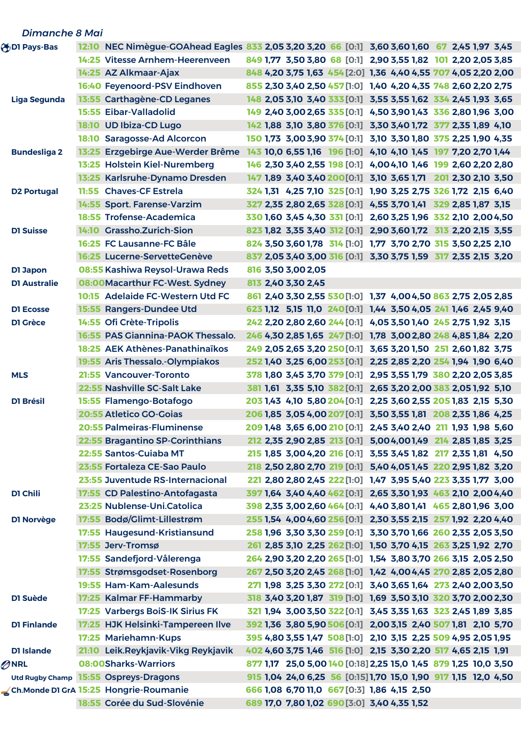*Dimanche 8 Mai*

| Compétition | Heure | Match | N° | 1 | N | 2 | N° | Handicap | 1 | N | 2 | N° | 1 | N | 2 |
|---|---|---|---|---|---|---|---|---|---|---|---|---|---|---|---|
| D1 Pays-Bas | 12:10 | NEC Nimègue-GOAhead Eagles | 833 | 2,05 | 3,20 | 3,20 | 66 | [0:1] | 3,60 | 3,60 | 1,60 | 67 | 2,45 | 1,97 | 3,45 |
| | 14:25 | Vitesse Arnhem-Heerenveen | 849 | 1,77 | 3,50 | 3,80 | 68 | [0:1] | 2,90 | 3,55 | 1,82 | 101 | 2,20 | 2,05 | 3,85 |
| | 14:25 | AZ Alkmaar-Ajax | 848 | 4,20 | 3,75 | 1,63 | 454 | [2:0] | 1,36 | 4,40 | 4,55 | 707 | 4,05 | 2,20 | 2,00 |
| | 16:40 | Feyenoord-PSV Eindhoven | 855 | 2,30 | 3,40 | 2,50 | 457 | [1:0] | 1,40 | 4,20 | 4,35 | 748 | 2,60 | 2,20 | 2,75 |
| Liga Segunda | 13:55 | Carthagène-CD Leganes | 148 | 2,05 | 3,10 | 3,40 | 333 | [0:1] | 3,55 | 3,55 | 1,62 | 334 | 2,45 | 1,93 | 3,65 |
| | 15:55 | Eibar-Valladolid | 149 | 2,40 | 3,00 | 2,65 | 335 | [0:1] | 4,50 | 3,90 | 1,43 | 336 | 2,80 | 1,96 | 3,00 |
| | 18:10 | UD Ibiza-CD Lugo | 142 | 1,88 | 3,10 | 3,80 | 376 | [0:1] | 3,30 | 3,40 | 1,72 | 377 | 2,35 | 1,89 | 4,10 |
| | 18:10 | Saragosse-Ad Alcorcon | 150 | 1,73 | 3,00 | 3,90 | 374 | [0:1] | 3,10 | 3,30 | 1,80 | 375 | 2,25 | 1,90 | 4,35 |
| Bundesliga 2 | 13:25 | Erzgebirge Aue-Werder Brême | 143 | 10,0 | 6,55 | 1,16 | 196 | [1:0] | 4,10 | 4,10 | 1,45 | 197 | 7,20 | 2,70 | 1,44 |
| | 13:25 | Holstein Kiel-Nuremberg | 146 | 2,30 | 3,40 | 2,55 | 198 | [0:1] | 4,00 | 4,10 | 1,46 | 199 | 2,60 | 2,20 | 2,80 |
| | 13:25 | Karlsruhe-Dynamo Dresden | 147 | 1,89 | 3,40 | 3,40 | 200 | [0:1] | 3,10 | 3,65 | 1,71 | 201 | 2,30 | 2,10 | 3,50 |
| D2 Portugal | 11:55 | Chaves-CF Estrela | 324 | 1,31 | 4,25 | 7,10 | 325 | [0:1] | 1,90 | 3,25 | 2,75 | 326 | 1,72 | 2,15 | 6,40 |
| | 14:55 | Sport. Farense-Varzim | 327 | 2,35 | 2,80 | 2,65 | 328 | [0:1] | 4,55 | 3,70 | 1,41 | 329 | 2,85 | 1,87 | 3,15 |
| | 18:55 | Trofense-Academica | 330 | 1,60 | 3,45 | 4,30 | 331 | [0:1] | 2,60 | 3,25 | 1,96 | 332 | 2,10 | 2,00 | 4,50 |
| D1 Suisse | 14:10 | Grassho.Zurich-Sion | 823 | 1,82 | 3,35 | 3,40 | 312 | [0:1] | 2,90 | 3,60 | 1,72 | 313 | 2,20 | 2,15 | 3,55 |
| | 16:25 | FC Lausanne-FC Bâle | 824 | 3,50 | 3,60 | 1,78 | 314 | [1:0] | 1,77 | 3,70 | 2,70 | 315 | 3,50 | 2,25 | 2,10 |
| | 16:25 | Lucerne-ServetteGenève | 837 | 2,05 | 3,40 | 3,00 | 316 | [0:1] | 3,30 | 3,75 | 1,59 | 317 | 2,35 | 2,15 | 3,20 |
| D1 Japon | 08:55 | Kashiwa Reysol-Urawa Reds | 816 | 3,50 | 3,00 | 2,05 | | | | | | | | | |
| D1 Australie | 08:00 | Macarthur FC-West. Sydney | 813 | 2,40 | 3,30 | 2,45 | | | | | | | | | |
| | 10:15 | Adelaide FC-Western Utd FC | 861 | 2,40 | 3,30 | 2,55 | 530 | [1:0] | 1,37 | 4,00 | 4,50 | 863 | 2,75 | 2,05 | 2,85 |
| D1 Ecosse | 15:55 | Rangers-Dundee Utd | 623 | 1,12 | 5,15 | 11,0 | 240 | [0:1] | 1,44 | 3,50 | 4,05 | 241 | 1,46 | 2,45 | 9,40 |
| D1 Grèce | 14:55 | Ofi Crète-Tripolis | 242 | 2,20 | 2,80 | 2,60 | 244 | [0:1] | 4,05 | 3,50 | 1,40 | 245 | 2,75 | 1,92 | 3,15 |
| | 16:55 | PAS Giannina-PAOK Thessalo. | 246 | 4,30 | 2,85 | 1,65 | 247 | [1:0] | 1,78 | 3,00 | 2,80 | 248 | 4,85 | 1,84 | 2,20 |
| | 18:25 | AEK Athènes-Panathinaïkos | 249 | 2,05 | 2,65 | 3,20 | 250 | [0:1] | 3,65 | 3,20 | 1,50 | 251 | 2,60 | 1,82 | 3,75 |
| | 19:55 | Aris Thessalo.-Olympiakos | 252 | 1,40 | 3,25 | 6,00 | 253 | [0:1] | 2,25 | 2,85 | 2,20 | 254 | 1,94 | 1,90 | 6,40 |
| MLS | 21:55 | Vancouver-Toronto | 378 | 1,80 | 3,45 | 3,70 | 379 | [0:1] | 2,95 | 3,55 | 1,79 | 380 | 2,20 | 2,05 | 3,85 |
| | 22:55 | Nashville SC-Salt Lake | 381 | 1,61 | 3,35 | 5,10 | 382 | [0:1] | 2,65 | 3,20 | 2,00 | 383 | 2,05 | 1,92 | 5,10 |
| D1 Brésil | 15:55 | Flamengo-Botafogo | 203 | 1,43 | 4,10 | 5,80 | 204 | [0:1] | 2,25 | 3,60 | 2,55 | 205 | 1,83 | 2,15 | 5,30 |
| | 20:55 | Atletico GO-Goias | 206 | 1,85 | 3,05 | 4,00 | 207 | [0:1] | 3,50 | 3,55 | 1,81 | 208 | 2,35 | 1,86 | 4,25 |
| | 20:55 | Palmeiras-Fluminense | 209 | 1,48 | 3,65 | 6,00 | 210 | [0:1] | 2,45 | 3,40 | 2,40 | 211 | 1,93 | 1,98 | 5,60 |
| | 22:55 | Bragantino SP-Corinthians | 212 | 2,35 | 2,90 | 2,85 | 213 | [0:1] | 5,00 | 4,00 | 1,49 | 214 | 2,85 | 1,85 | 3,25 |
| | 22:55 | Santos-Cuiaba MT | 215 | 1,85 | 3,00 | 4,20 | 216 | [0:1] | 3,55 | 3,45 | 1,82 | 217 | 2,35 | 1,81 | 4,50 |
| | 23:55 | Fortaleza CE-Sao Paulo | 218 | 2,50 | 2,80 | 2,70 | 219 | [0:1] | 5,40 | 4,05 | 1,45 | 220 | 2,95 | 1,82 | 3,20 |
| | 23:55 | Juventude RS-Internacional | 221 | 2,80 | 2,80 | 2,45 | 222 | [1:0] | 1,47 | 3,95 | 5,40 | 223 | 3,35 | 1,77 | 3,00 |
| D1 Chili | 17:55 | CD Palestino-Antofagasta | 397 | 1,64 | 3,40 | 4,40 | 462 | [0:1] | 2,65 | 3,30 | 1,93 | 463 | 2,10 | 2,00 | 4,40 |
| | 23:25 | Nublense-Uni.Catolica | 398 | 2,35 | 3,00 | 2,60 | 464 | [0:1] | 4,40 | 3,80 | 1,41 | 465 | 2,80 | 1,96 | 3,00 |
| D1 Norvège | 17:55 | Bodø/Glimt-Lillestrøm | 255 | 1,54 | 4,00 | 4,60 | 256 | [0:1] | 2,30 | 3,55 | 2,15 | 257 | 1,92 | 2,20 | 4,40 |
| | 17:55 | Haugesund-Kristiansund | 258 | 1,96 | 3,30 | 3,30 | 259 | [0:1] | 3,30 | 3,70 | 1,66 | 260 | 2,35 | 2,05 | 3,50 |
| | 17:55 | Jerv-Tromsø | 261 | 2,85 | 3,10 | 2,25 | 262 | [1:0] | 1,50 | 3,70 | 4,15 | 263 | 3,25 | 1,92 | 2,70 |
| | 17:55 | Sandefjord-Vålerenga | 264 | 2,90 | 3,20 | 2,20 | 265 | [1:0] | 1,54 | 3,80 | 3,70 | 266 | 3,15 | 2,05 | 2,50 |
| | 17:55 | Strømsgodset-Rosenborg | 267 | 2,50 | 3,20 | 2,45 | 268 | [1:0] | 1,42 | 4,00 | 4,45 | 270 | 2,85 | 2,05 | 2,80 |
| | 19:55 | Ham-Kam-Aalesunds | 271 | 1,98 | 3,25 | 3,30 | 272 | [0:1] | 3,40 | 3,65 | 1,64 | 273 | 2,40 | 2,00 | 3,50 |
| D1 Suède | 17:25 | Kalmar FF-Hammarby | 318 | 3,40 | 3,20 | 1,87 | 319 | [1:0] | 1,69 | 3,50 | 3,10 | 320 | 3,70 | 2,00 | 2,30 |
| | 17:25 | Varbergs BoIS-IK Sirius FK | 321 | 1,94 | 3,00 | 3,50 | 322 | [0:1] | 3,45 | 3,35 | 1,63 | 323 | 2,45 | 1,89 | 3,85 |
| D1 Finlande | 17:25 | HJK Helsinki-Tampereen Ilve | 392 | 1,36 | 3,80 | 5,90 | 506 | [0:1] | 2,00 | 3,15 | 2,40 | 507 | 1,81 | 2,10 | 5,70 |
| | 17:25 | Mariehamn-Kups | 395 | 4,80 | 3,55 | 1,47 | 508 | [1:0] | 2,10 | 3,15 | 2,25 | 509 | 4,95 | 2,05 | 1,95 |
| D1 Islande | 21:10 | Leik.Reykjavik-Vikg Reykjavik | 402 | 4,60 | 3,75 | 1,46 | 516 | [1:0] | 2,15 | 3,30 | 2,20 | 517 | 4,65 | 2,15 | 1,91 |
| NRL | 08:00 | Sharks-Warriors | 877 | 1,17 | 25,0 | 5,00 | 140 | [0:18] | 2,25 | 15,0 | 1,45 | 879 | 1,25 | 10,0 | 3,50 |
| Utd Rugby Champ | 15:55 | Ospreys-Dragons | 915 | 1,04 | 24,0 | 6,25 | 56 | [0:15] | 1,70 | 15,0 | 1,90 | 917 | 1,15 | 12,0 | 4,50 |
| Ch.Monde D1 GrA | 15:25 | Hongrie-Roumanie | 666 | 1,08 | 6,70 | 11,0 | 667 | [0:3] | 1,86 | 4,15 | 2,50 | | | | |
| | 18:55 | Corée du Sud-Slovénie | 689 | 17,0 | 7,80 | 1,02 | 690 | [3:0] | 3,40 | 4,35 | 1,52 | | | | |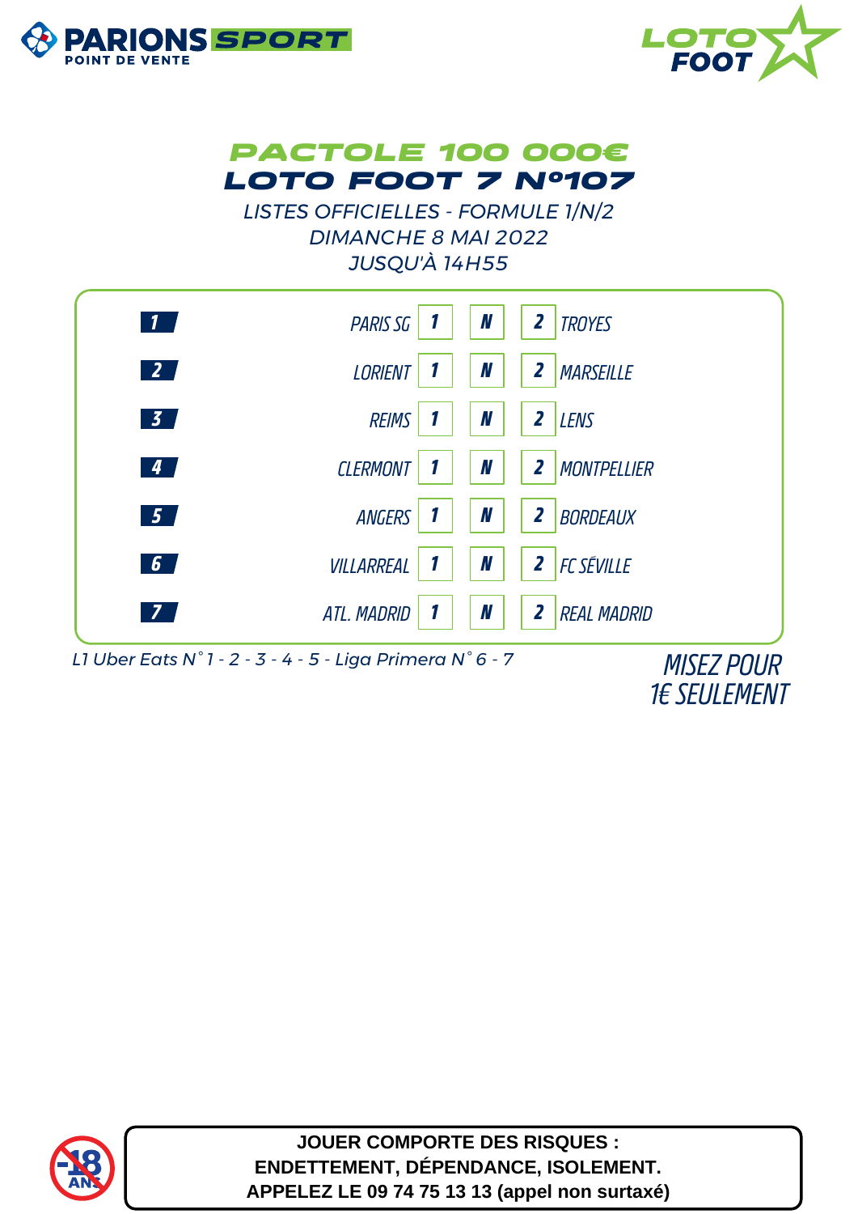PARIONS SPORT
POINT DE VENTE

LOTO FOOT

# PACTOLE 100 000€
# LOTO FOOT 7 N°107

LISTES OFFICIELLES - FORMULE 1/N/2
DIMANCHE 8 MAI 2022
JUSQU'À 14H55

| N° | Domicile | 1 | N | 2 | Extérieur |
|---|---|---|---|---|---|
| 1 | PARIS SG | 1 | N | 2 | TROYES |
| 2 | LORIENT | 1 | N | 2 | MARSEILLE |
| 3 | REIMS | 1 | N | 2 | LENS |
| 4 | CLERMONT | 1 | N | 2 | MONTPELLIER |
| 5 | ANGERS | 1 | N | 2 | BORDEAUX |
| 6 | VILLARREAL | 1 | N | 2 | FC SÉVILLE |
| 7 | ATL. MADRID | 1 | N | 2 | REAL MADRID |

L1 Uber Eats N° 1 - 2 - 3 - 4 - 5 - Liga Primera N° 6 - 7

MISEZ POUR
1€ SEULEMENT

-18 ANS

**JOUER COMPORTE DES RISQUES :**
**ENDETTEMENT, DÉPENDANCE, ISOLEMENT.**
**APPELEZ LE 09 74 75 13 13 (appel non surtaxé)**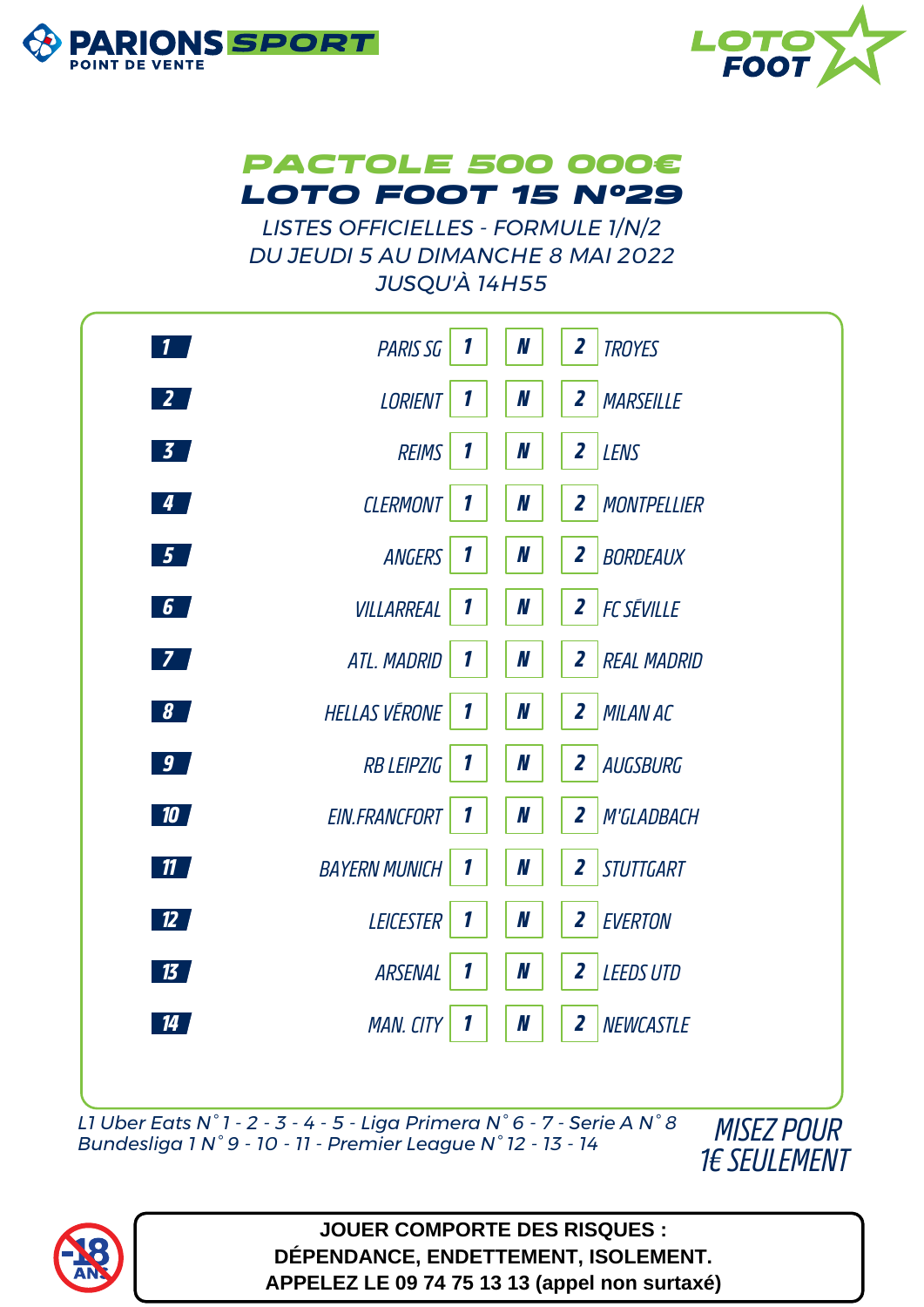PARIONS SPORT
POINT DE VENTE

LOTO FOOT

## PACTOLE 500 000€

# LOTO FOOT 15 N°29

LISTES OFFICIELLES - FORMULE 1/N/2
DU JEUDI 5 AU DIMANCHE 8 MAI 2022
JUSQU'À 14H55

| | | | | | |
|---|---|---|---|---|---|
| 1 | PARIS SG | 1 | N | 2 | TROYES |
| 2 | LORIENT | 1 | N | 2 | MARSEILLE |
| 3 | REIMS | 1 | N | 2 | LENS |
| 4 | CLERMONT | 1 | N | 2 | MONTPELLIER |
| 5 | ANGERS | 1 | N | 2 | BORDEAUX |
| 6 | VILLARREAL | 1 | N | 2 | FC SÉVILLE |
| 7 | ATL. MADRID | 1 | N | 2 | REAL MADRID |
| 8 | HELLAS VÉRONE | 1 | N | 2 | MILAN AC |
| 9 | RB LEIPZIG | 1 | N | 2 | AUGSBURG |
| 10 | EIN.FRANCFORT | 1 | N | 2 | M'GLADBACH |
| 11 | BAYERN MUNICH | 1 | N | 2 | STUTTGART |
| 12 | LEICESTER | 1 | N | 2 | EVERTON |
| 13 | ARSENAL | 1 | N | 2 | LEEDS UTD |
| 14 | MAN. CITY | 1 | N | 2 | NEWCASTLE |

*L1 Uber Eats N° 1 - 2 - 3 - 4 - 5 - Liga Primera N° 6 - 7 - Serie A N° 8*
*Bundesliga 1 N° 9 - 10 - 11 - Premier League N° 12 - 13 - 14*

MISEZ POUR 1€ SEULEMENT

-18 ANS

**JOUER COMPORTE DES RISQUES :**
**DÉPENDANCE, ENDETTEMENT, ISOLEMENT.**
**APPELEZ LE 09 74 75 13 13 (appel non surtaxé)**